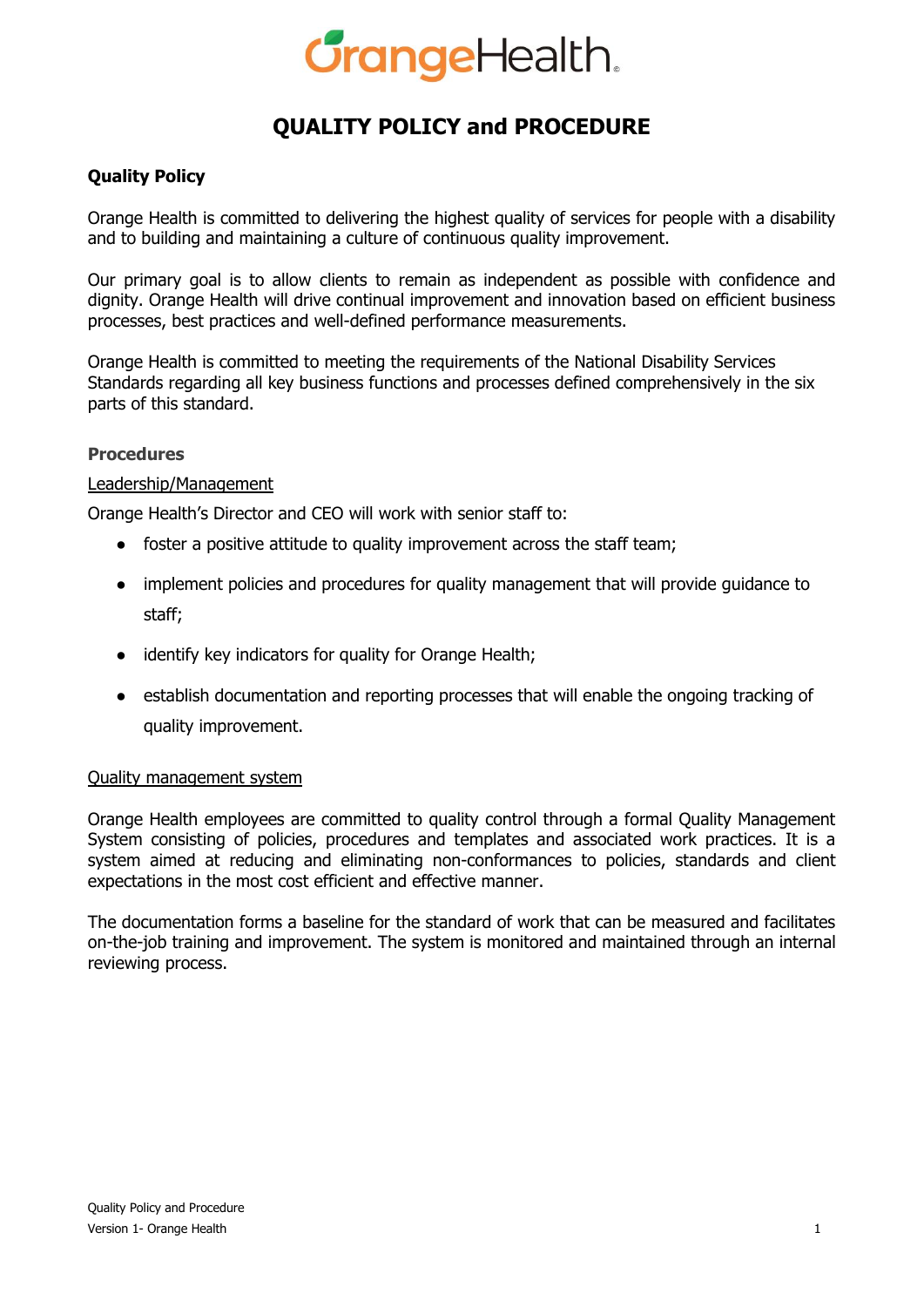# QUALITY POLICY and PROCEDURE

## Quality Policy

Orange Health is committed to delivering the highest quality of services for people with a disability and to building and maintaining a culture of continuous quality improvement.

Our primary goal is to allow clients to remain as independent as possible with confidence and dignity. Orange Health will drive continual improvement and innovation based on efficient business processes, best practices and well-defined performance measurements.

Orange Health is committed to meeting the requirements of the National Disability Services Standards regarding all key business functions and processes defined comprehensively in the six parts of this standard.

### Procedures

Leadership/Management

Orange Health's Director and CEO will work with senior staff to:

- foster a positive attitude to quality improvement across the staff team;
- implement policies and procedures for quality management that will provide guidance to staff;
- identify key indicators for quality for Orange Health;
- establish documentation and reporting processes that will enable the ongoing tracking of quality improvement.

Quality management system

Orange Health employees are committed to quality control through a formal Quality Management System consisting of policies, procedures and templates and associated work practices. It is a system aimed at reducing and eliminating non-conformances to policies, standards and client expectations in the most cost efficient and effective manner.

The documentation forms a baseline for the standard of work that can be measured and facilitates on-the-job training and improvement. The system is monitored and maintained through an internal reviewing process.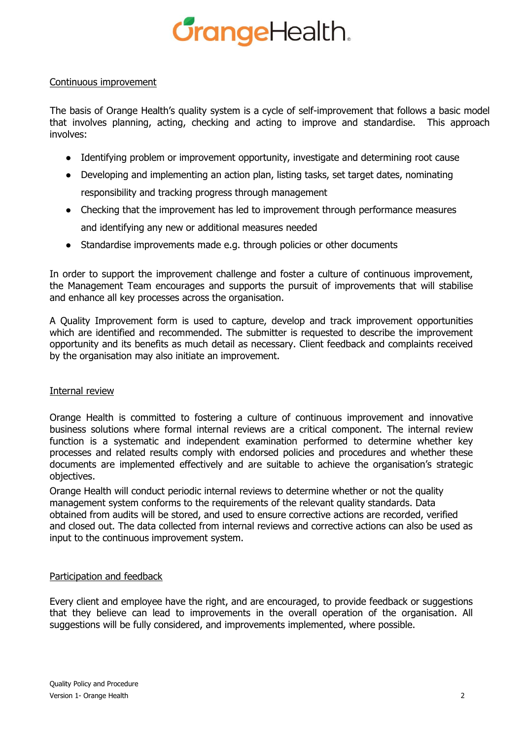## Continuous improvement

The basis of Orange Health's quality system is a cycle of self-improvement that follows a basic model that involves planning, acting, checking and acting to improve and standardise. This approach involves:

- Identifying problem or improvement opportunity, investigate and determining root cause
- Developing and implementing an action plan, listing tasks, set target dates, nominating responsibility and tracking progress through management
- Checking that the improvement has led to improvement through performance measures and identifying any new or additional measures needed
- Standardise improvements made e.g. through policies or other documents

In order to support the improvement challenge and foster a culture of continuous improvement, the Management Team encourages and supports the pursuit of improvements that will stabilise and enhance all key processes across the organisation.

A Quality Improvement form is used to capture, develop and track improvement opportunities which are identified and recommended. The submitter is requested to describe the improvement opportunity and its benefits as much detail as necessary. Client feedback and complaints received by the organisation may also initiate an improvement.

## Internal review

Orange Health is committed to fostering a culture of continuous improvement and innovative business solutions where formal internal reviews are a critical component. The internal review function is a systematic and independent examination performed to determine whether key processes and related results comply with endorsed policies and procedures and whether these documents are implemented effectively and are suitable to achieve the organisation's strategic objectives.

Orange Health will conduct periodic internal reviews to determine whether or not the quality management system conforms to the requirements of the relevant quality standards. Data obtained from audits will be stored, and used to ensure corrective actions are recorded, verified and closed out. The data collected from internal reviews and corrective actions can also be used as input to the continuous improvement system.

## Participation and feedback

Every client and employee have the right, and are encouraged, to provide feedback or suggestions that they believe can lead to improvements in the overall operation of the organisation. All suggestions will be fully considered, and improvements implemented, where possible.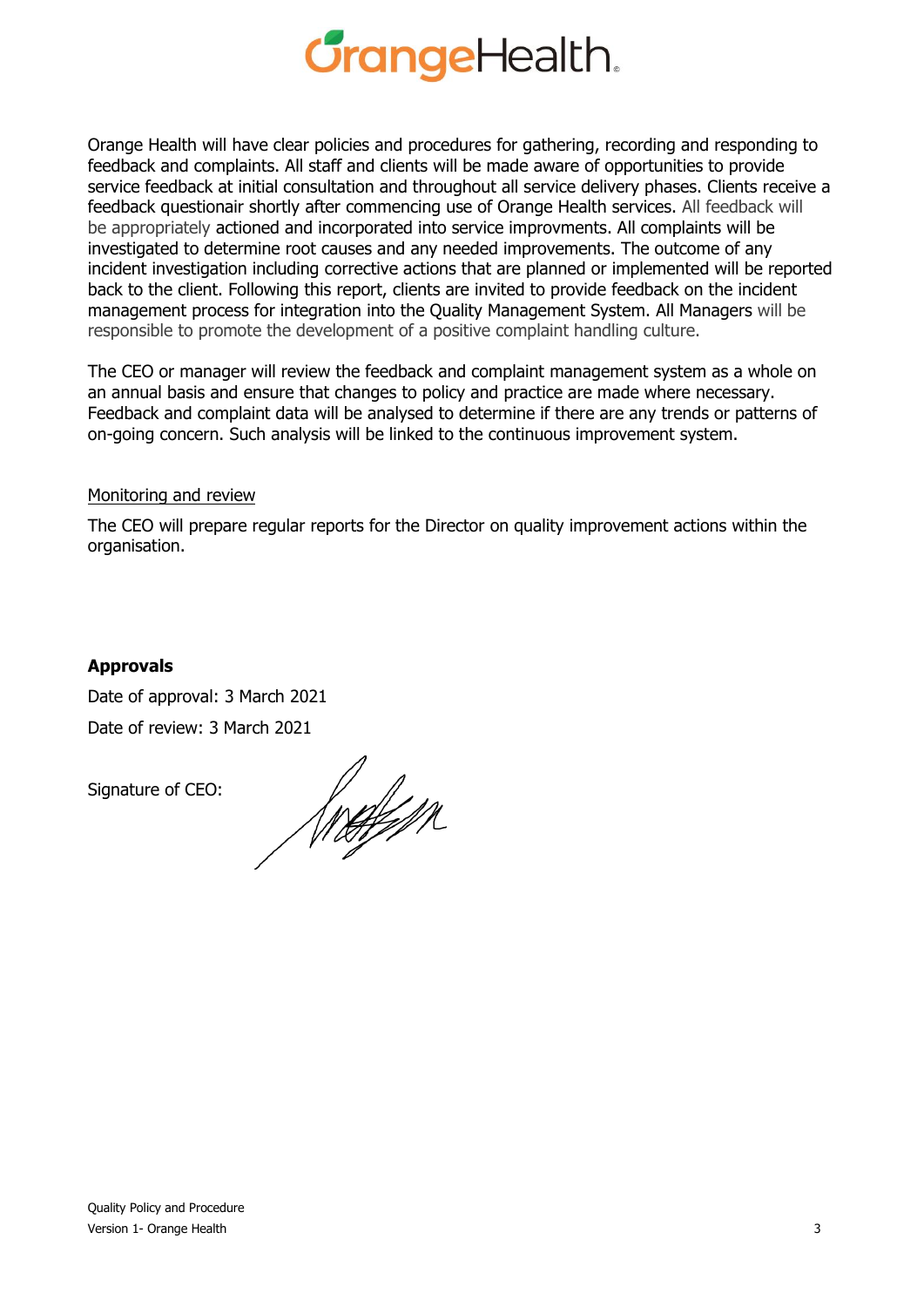Orange Health will have clear policies and procedures for gathering, recording and responding to feedback and complaints. All staff and clients will be made aware of opportunities to provide service feedback at initial consultation and throughout all service delivery phases. Clients receive a feedback questionair shortly after commencing use of Orange Health services. All feedback will be appropriately actioned and incorporated into service improvments. All complaints will be investigated to determine root causes and any needed improvements. The outcome of any incident investigation including corrective actions that are planned or implemented will be reported back to the client. Following this report, clients are invited to provide feedback on the incident management process for integration into the Quality Management System. All Managers will be responsible to promote the development of a positive complaint handling culture.

The CEO or manager will review the feedback and complaint management system as a whole on an annual basis and ensure that changes to policy and practice are made where necessary. Feedback and complaint data will be analysed to determine if there are any trends or patterns of on-going concern. Such analysis will be linked to the continuous improvement system.

Monitoring and review

The CEO will prepare regular reports for the Director on quality improvement actions within the organisation.

**Approvals**

Date of approval: 3 March 2021

Date of review: 3 March 2021

Signature of CEO: